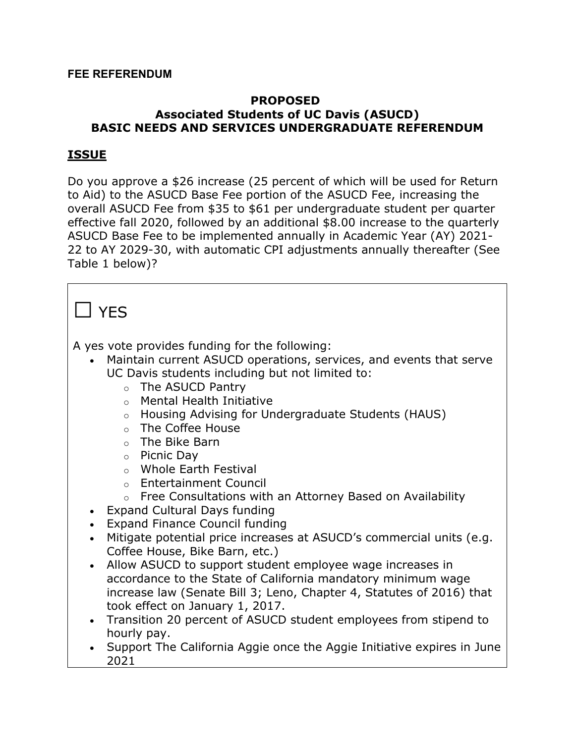**FEE REFERENDUM**

**PROPOSED**
**Associated Students of UC Davis (ASUCD)**
**BASIC NEEDS AND SERVICES UNDERGRADUATE REFERENDUM**

## ISSUE

Do you approve a $26 increase (25 percent of which will be used for Return to Aid) to the ASUCD Base Fee portion of the ASUCD Fee, increasing the overall ASUCD Fee from $35 to $61 per undergraduate student per quarter effective fall 2020, followed by an additional $8.00 increase to the quarterly ASUCD Base Fee to be implemented annually in Academic Year (AY) 2021-22 to AY 2029-30, with automatic CPI adjustments annually thereafter (See Table 1 below)?

☐ YES

A yes vote provides funding for the following:

- Maintain current ASUCD operations, services, and events that serve UC Davis students including but not limited to:
  - The ASUCD Pantry
  - Mental Health Initiative
  - Housing Advising for Undergraduate Students (HAUS)
  - The Coffee House
  - The Bike Barn
  - Picnic Day
  - Whole Earth Festival
  - Entertainment Council
  - Free Consultations with an Attorney Based on Availability
- Expand Cultural Days funding
- Expand Finance Council funding
- Mitigate potential price increases at ASUCD's commercial units (e.g. Coffee House, Bike Barn, etc.)
- Allow ASUCD to support student employee wage increases in accordance to the State of California mandatory minimum wage increase law (Senate Bill 3; Leno, Chapter 4, Statutes of 2016) that took effect on January 1, 2017.
- Transition 20 percent of ASUCD student employees from stipend to hourly pay.
- Support The California Aggie once the Aggie Initiative expires in June 2021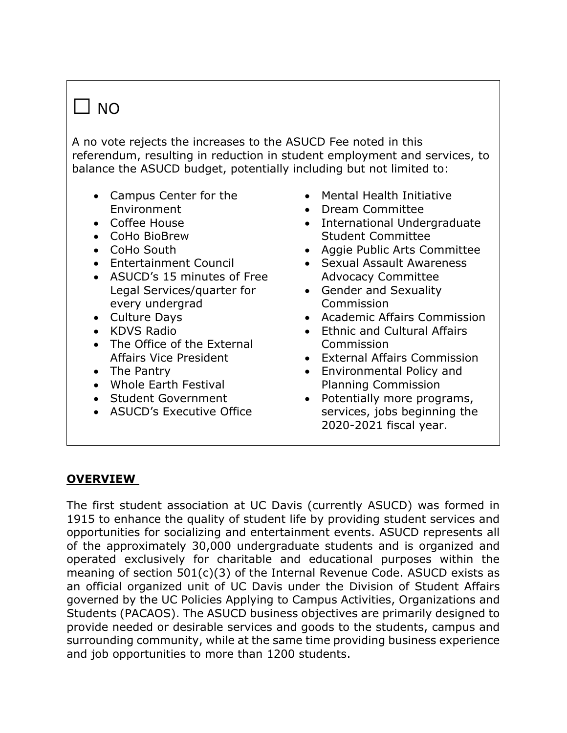☐ NO

A no vote rejects the increases to the ASUCD Fee noted in this referendum, resulting in reduction in student employment and services, to balance the ASUCD budget, potentially including but not limited to:

- Campus Center for the Environment
- Coffee House
- CoHo BioBrew
- CoHo South
- Entertainment Council
- ASUCD's 15 minutes of Free Legal Services/quarter for every undergrad
- Culture Days
- KDVS Radio
- The Office of the External Affairs Vice President
- The Pantry
- Whole Earth Festival
- Student Government
- ASUCD's Executive Office
- Mental Health Initiative
- Dream Committee
- International Undergraduate Student Committee
- Aggie Public Arts Committee
- Sexual Assault Awareness Advocacy Committee
- Gender and Sexuality Commission
- Academic Affairs Commission
- Ethnic and Cultural Affairs Commission
- External Affairs Commission
- Environmental Policy and Planning Commission
- Potentially more programs, services, jobs beginning the 2020-2021 fiscal year.

## OVERVIEW

The first student association at UC Davis (currently ASUCD) was formed in 1915 to enhance the quality of student life by providing student services and opportunities for socializing and entertainment events. ASUCD represents all of the approximately 30,000 undergraduate students and is organized and operated exclusively for charitable and educational purposes within the meaning of section 501(c)(3) of the Internal Revenue Code. ASUCD exists as an official organized unit of UC Davis under the Division of Student Affairs governed by the UC Policies Applying to Campus Activities, Organizations and Students (PACAOS). The ASUCD business objectives are primarily designed to provide needed or desirable services and goods to the students, campus and surrounding community, while at the same time providing business experience and job opportunities to more than 1200 students.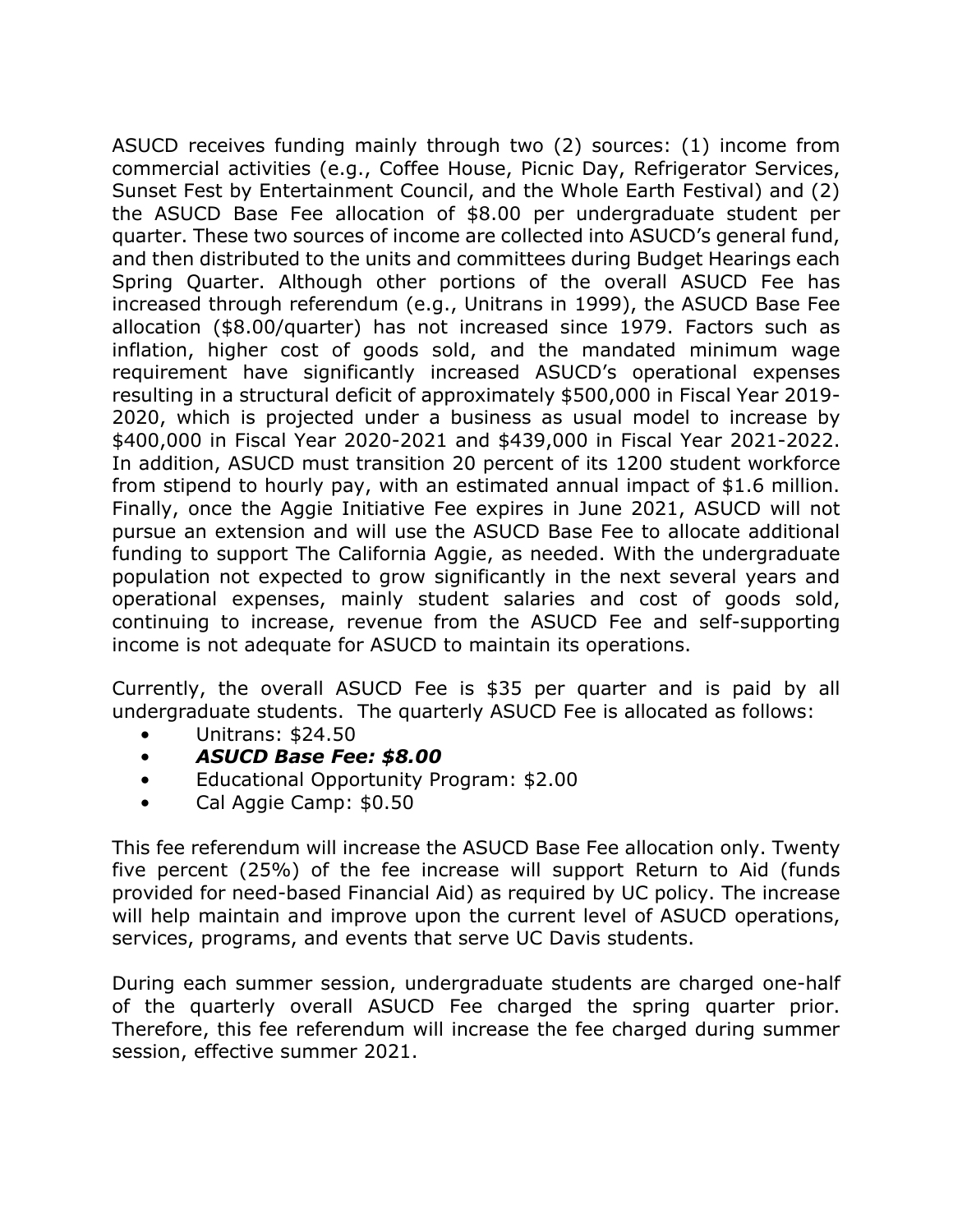ASUCD receives funding mainly through two (2) sources: (1) income from commercial activities (e.g., Coffee House, Picnic Day, Refrigerator Services, Sunset Fest by Entertainment Council, and the Whole Earth Festival) and (2) the ASUCD Base Fee allocation of $8.00 per undergraduate student per quarter. These two sources of income are collected into ASUCD's general fund, and then distributed to the units and committees during Budget Hearings each Spring Quarter. Although other portions of the overall ASUCD Fee has increased through referendum (e.g., Unitrans in 1999), the ASUCD Base Fee allocation ($8.00/quarter) has not increased since 1979. Factors such as inflation, higher cost of goods sold, and the mandated minimum wage requirement have significantly increased ASUCD's operational expenses resulting in a structural deficit of approximately $500,000 in Fiscal Year 2019-2020, which is projected under a business as usual model to increase by $400,000 in Fiscal Year 2020-2021 and $439,000 in Fiscal Year 2021-2022. In addition, ASUCD must transition 20 percent of its 1200 student workforce from stipend to hourly pay, with an estimated annual impact of $1.6 million. Finally, once the Aggie Initiative Fee expires in June 2021, ASUCD will not pursue an extension and will use the ASUCD Base Fee to allocate additional funding to support The California Aggie, as needed. With the undergraduate population not expected to grow significantly in the next several years and operational expenses, mainly student salaries and cost of goods sold, continuing to increase, revenue from the ASUCD Fee and self-supporting income is not adequate for ASUCD to maintain its operations.

Currently, the overall ASUCD Fee is $35 per quarter and is paid by all undergraduate students. The quarterly ASUCD Fee is allocated as follows:

- Unitrans: $24.50
- ***ASUCD Base Fee: $8.00***
- Educational Opportunity Program: $2.00
- Cal Aggie Camp: $0.50

This fee referendum will increase the ASUCD Base Fee allocation only. Twenty five percent (25%) of the fee increase will support Return to Aid (funds provided for need-based Financial Aid) as required by UC policy. The increase will help maintain and improve upon the current level of ASUCD operations, services, programs, and events that serve UC Davis students.

During each summer session, undergraduate students are charged one-half of the quarterly overall ASUCD Fee charged the spring quarter prior. Therefore, this fee referendum will increase the fee charged during summer session, effective summer 2021.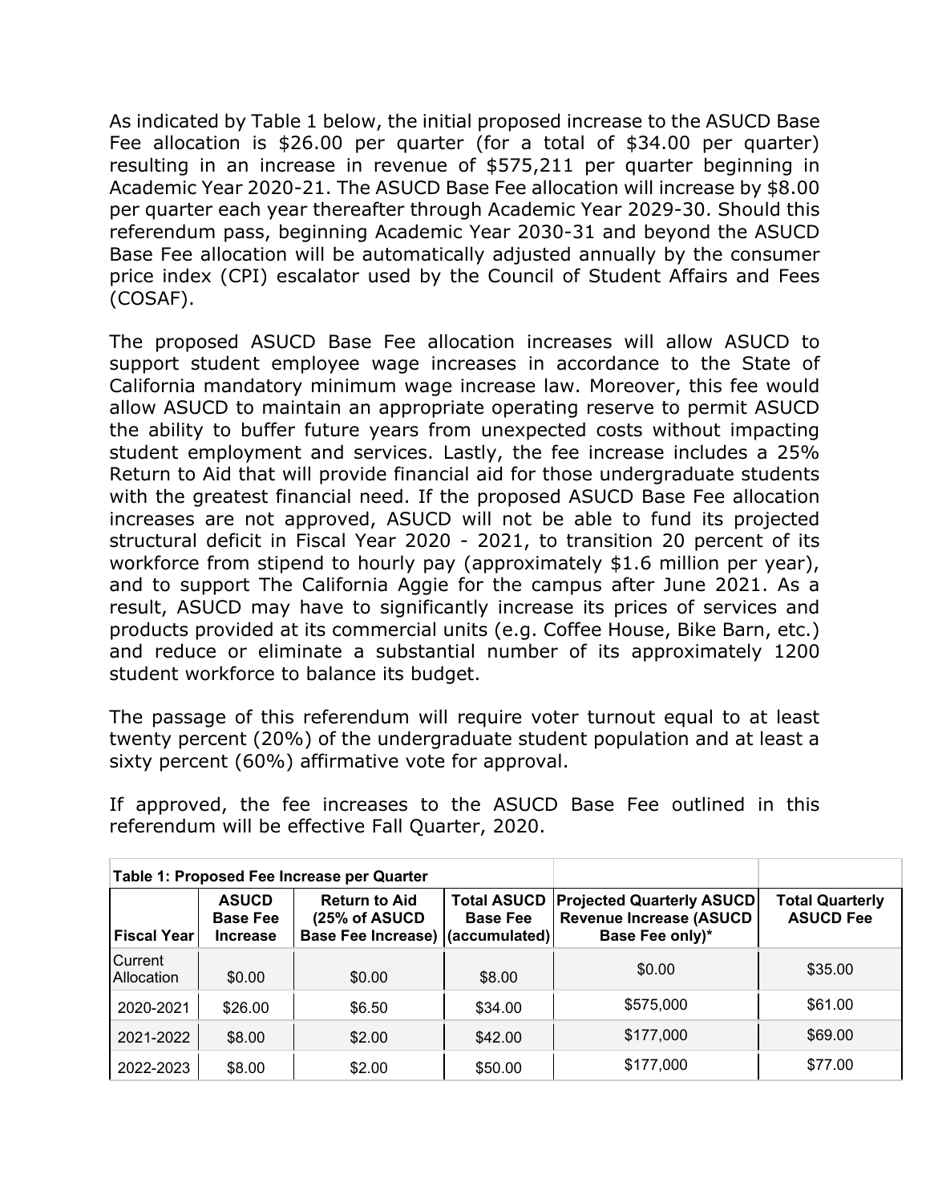As indicated by Table 1 below, the initial proposed increase to the ASUCD Base Fee allocation is $26.00 per quarter (for a total of $34.00 per quarter) resulting in an increase in revenue of $575,211 per quarter beginning in Academic Year 2020-21. The ASUCD Base Fee allocation will increase by $8.00 per quarter each year thereafter through Academic Year 2029-30. Should this referendum pass, beginning Academic Year 2030-31 and beyond the ASUCD Base Fee allocation will be automatically adjusted annually by the consumer price index (CPI) escalator used by the Council of Student Affairs and Fees (COSAF).

The proposed ASUCD Base Fee allocation increases will allow ASUCD to support student employee wage increases in accordance to the State of California mandatory minimum wage increase law. Moreover, this fee would allow ASUCD to maintain an appropriate operating reserve to permit ASUCD the ability to buffer future years from unexpected costs without impacting student employment and services. Lastly, the fee increase includes a 25% Return to Aid that will provide financial aid for those undergraduate students with the greatest financial need. If the proposed ASUCD Base Fee allocation increases are not approved, ASUCD will not be able to fund its projected structural deficit in Fiscal Year 2020 - 2021, to transition 20 percent of its workforce from stipend to hourly pay (approximately $1.6 million per year), and to support The California Aggie for the campus after June 2021. As a result, ASUCD may have to significantly increase its prices of services and products provided at its commercial units (e.g. Coffee House, Bike Barn, etc.) and reduce or eliminate a substantial number of its approximately 1200 student workforce to balance its budget.

The passage of this referendum will require voter turnout equal to at least twenty percent (20%) of the undergraduate student population and at least a sixty percent (60%) affirmative vote for approval.

If approved, the fee increases to the ASUCD Base Fee outlined in this referendum will be effective Fall Quarter, 2020.

| **Table 1: Proposed Fee Increase per Quarter** | | | | | |
|---|---|---|---|---|---|
| **Fiscal Year** | **ASUCD Base Fee Increase** | **Return to Aid (25% of ASUCD Base Fee Increase)** | **Total ASUCD Base Fee (accumulated)** | **Projected Quarterly ASUCD Revenue Increase (ASUCD Base Fee only)*** | **Total Quarterly ASUCD Fee** |
| Current Allocation | $0.00 | $0.00 | $8.00 | $0.00 | $35.00 |
| 2020-2021 | $26.00 | $6.50 | $34.00 | $575,000 | $61.00 |
| 2021-2022 | $8.00 | $2.00 | $42.00 | $177,000 | $69.00 |
| 2022-2023 | $8.00 | $2.00 | $50.00 | $177,000 | $77.00 |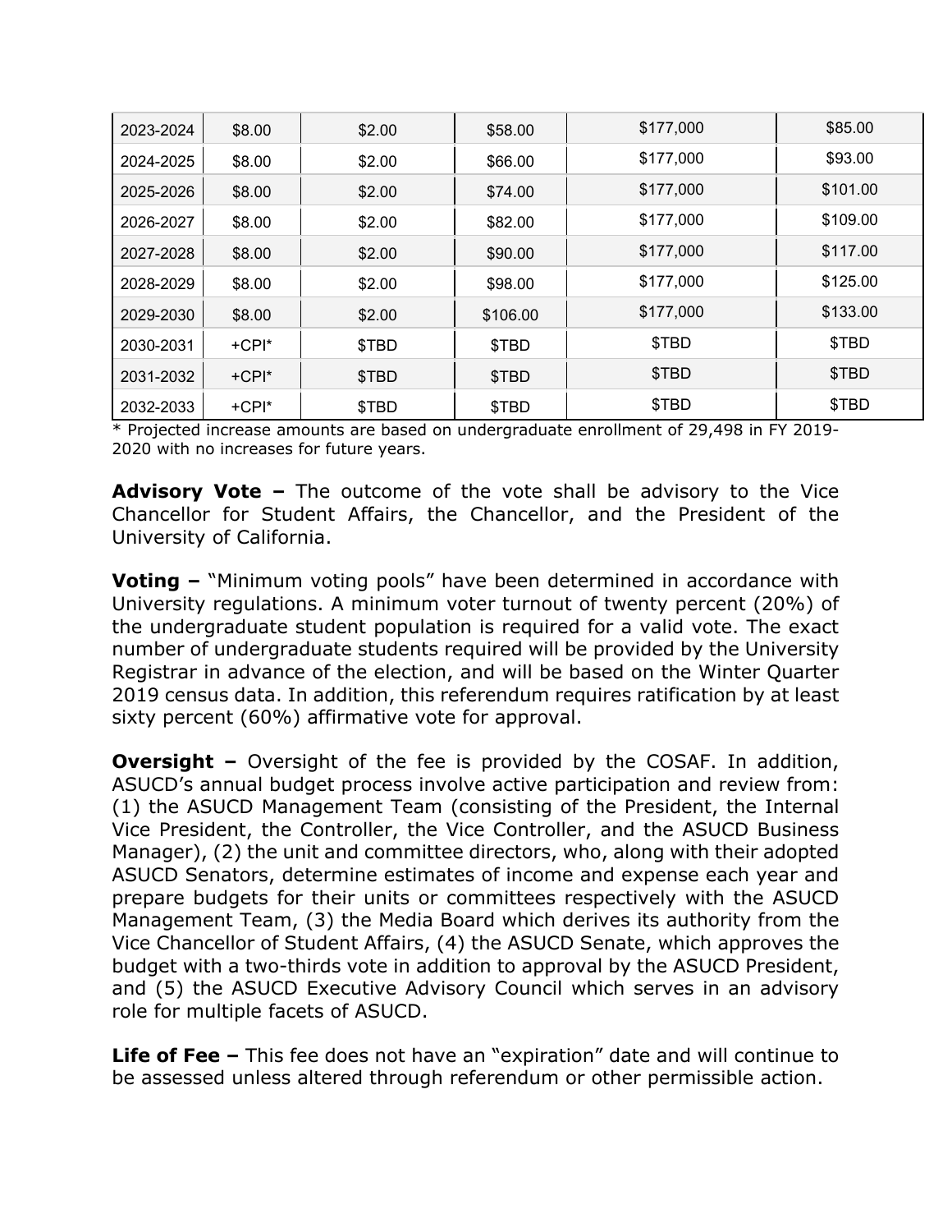| 2023-2024 | $8.00 | $2.00 | $58.00 | $177,000 | $85.00 |
|---|---|---|---|---|---|
| 2024-2025 | $8.00 | $2.00 | $66.00 | $177,000 | $93.00 |
| 2025-2026 | $8.00 | $2.00 | $74.00 | $177,000 | $101.00 |
| 2026-2027 | $8.00 | $2.00 | $82.00 | $177,000 | $109.00 |
| 2027-2028 | $8.00 | $2.00 | $90.00 | $177,000 | $117.00 |
| 2028-2029 | $8.00 | $2.00 | $98.00 | $177,000 | $125.00 |
| 2029-2030 | $8.00 | $2.00 | $106.00 | $177,000 | $133.00 |
| 2030-2031 | +CPI* | $TBD | $TBD | $TBD | $TBD |
| 2031-2032 | +CPI* | $TBD | $TBD | $TBD | $TBD |
| 2032-2033 | +CPI* | $TBD | $TBD | $TBD | $TBD |

* Projected increase amounts are based on undergraduate enrollment of 29,498 in FY 2019-2020 with no increases for future years.

**Advisory Vote –** The outcome of the vote shall be advisory to the Vice Chancellor for Student Affairs, the Chancellor, and the President of the University of California.

**Voting –** "Minimum voting pools" have been determined in accordance with University regulations. A minimum voter turnout of twenty percent (20%) of the undergraduate student population is required for a valid vote. The exact number of undergraduate students required will be provided by the University Registrar in advance of the election, and will be based on the Winter Quarter 2019 census data. In addition, this referendum requires ratification by at least sixty percent (60%) affirmative vote for approval.

**Oversight –** Oversight of the fee is provided by the COSAF. In addition, ASUCD's annual budget process involve active participation and review from: (1) the ASUCD Management Team (consisting of the President, the Internal Vice President, the Controller, the Vice Controller, and the ASUCD Business Manager), (2) the unit and committee directors, who, along with their adopted ASUCD Senators, determine estimates of income and expense each year and prepare budgets for their units or committees respectively with the ASUCD Management Team, (3) the Media Board which derives its authority from the Vice Chancellor of Student Affairs, (4) the ASUCD Senate, which approves the budget with a two-thirds vote in addition to approval by the ASUCD President, and (5) the ASUCD Executive Advisory Council which serves in an advisory role for multiple facets of ASUCD.

**Life of Fee –** This fee does not have an "expiration" date and will continue to be assessed unless altered through referendum or other permissible action.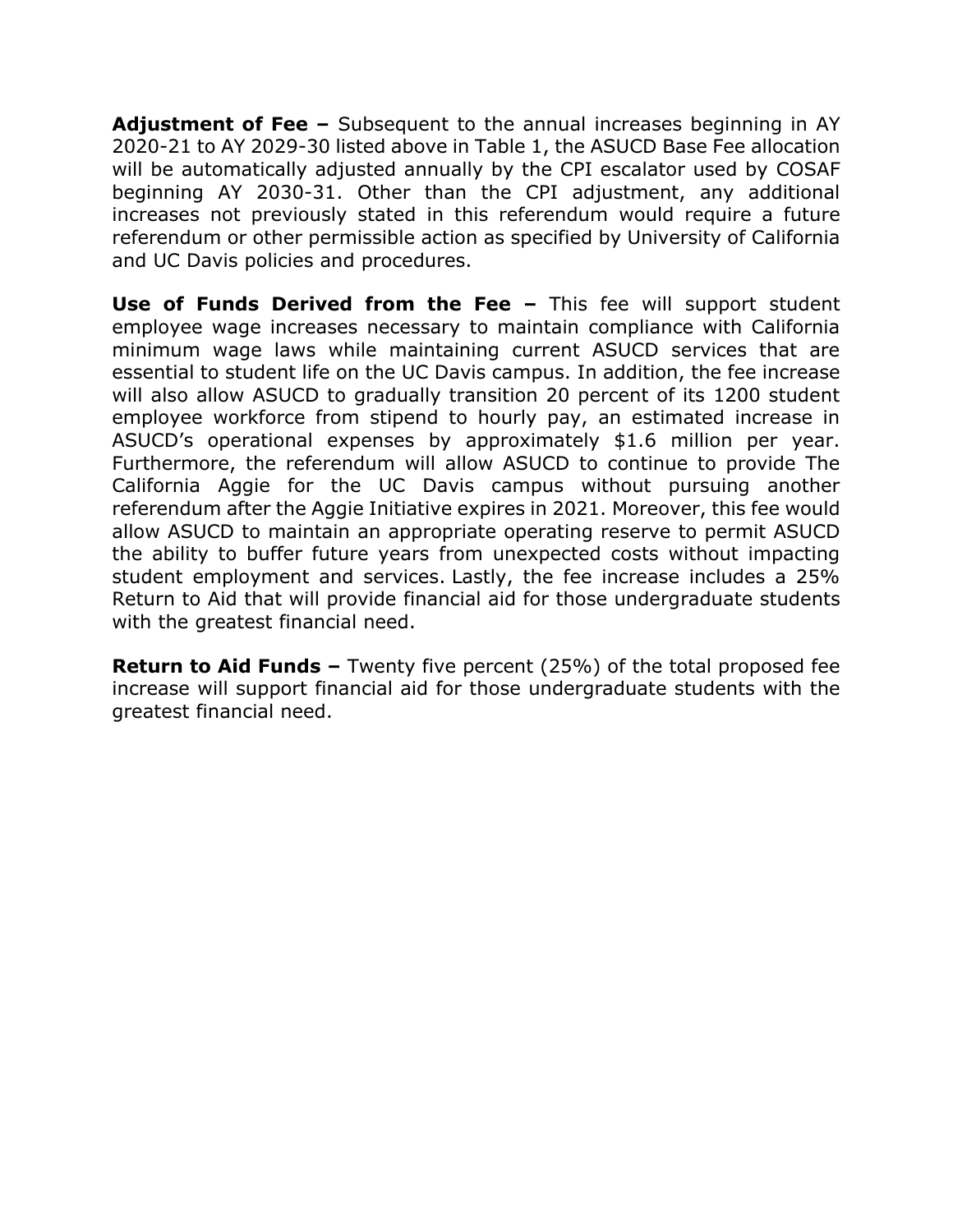**Adjustment of Fee –** Subsequent to the annual increases beginning in AY 2020-21 to AY 2029-30 listed above in Table 1, the ASUCD Base Fee allocation will be automatically adjusted annually by the CPI escalator used by COSAF beginning AY 2030-31. Other than the CPI adjustment, any additional increases not previously stated in this referendum would require a future referendum or other permissible action as specified by University of California and UC Davis policies and procedures.

**Use of Funds Derived from the Fee –** This fee will support student employee wage increases necessary to maintain compliance with California minimum wage laws while maintaining current ASUCD services that are essential to student life on the UC Davis campus. In addition, the fee increase will also allow ASUCD to gradually transition 20 percent of its 1200 student employee workforce from stipend to hourly pay, an estimated increase in ASUCD's operational expenses by approximately $1.6 million per year. Furthermore, the referendum will allow ASUCD to continue to provide The California Aggie for the UC Davis campus without pursuing another referendum after the Aggie Initiative expires in 2021. Moreover, this fee would allow ASUCD to maintain an appropriate operating reserve to permit ASUCD the ability to buffer future years from unexpected costs without impacting student employment and services. Lastly, the fee increase includes a 25% Return to Aid that will provide financial aid for those undergraduate students with the greatest financial need.

**Return to Aid Funds –** Twenty five percent (25%) of the total proposed fee increase will support financial aid for those undergraduate students with the greatest financial need.